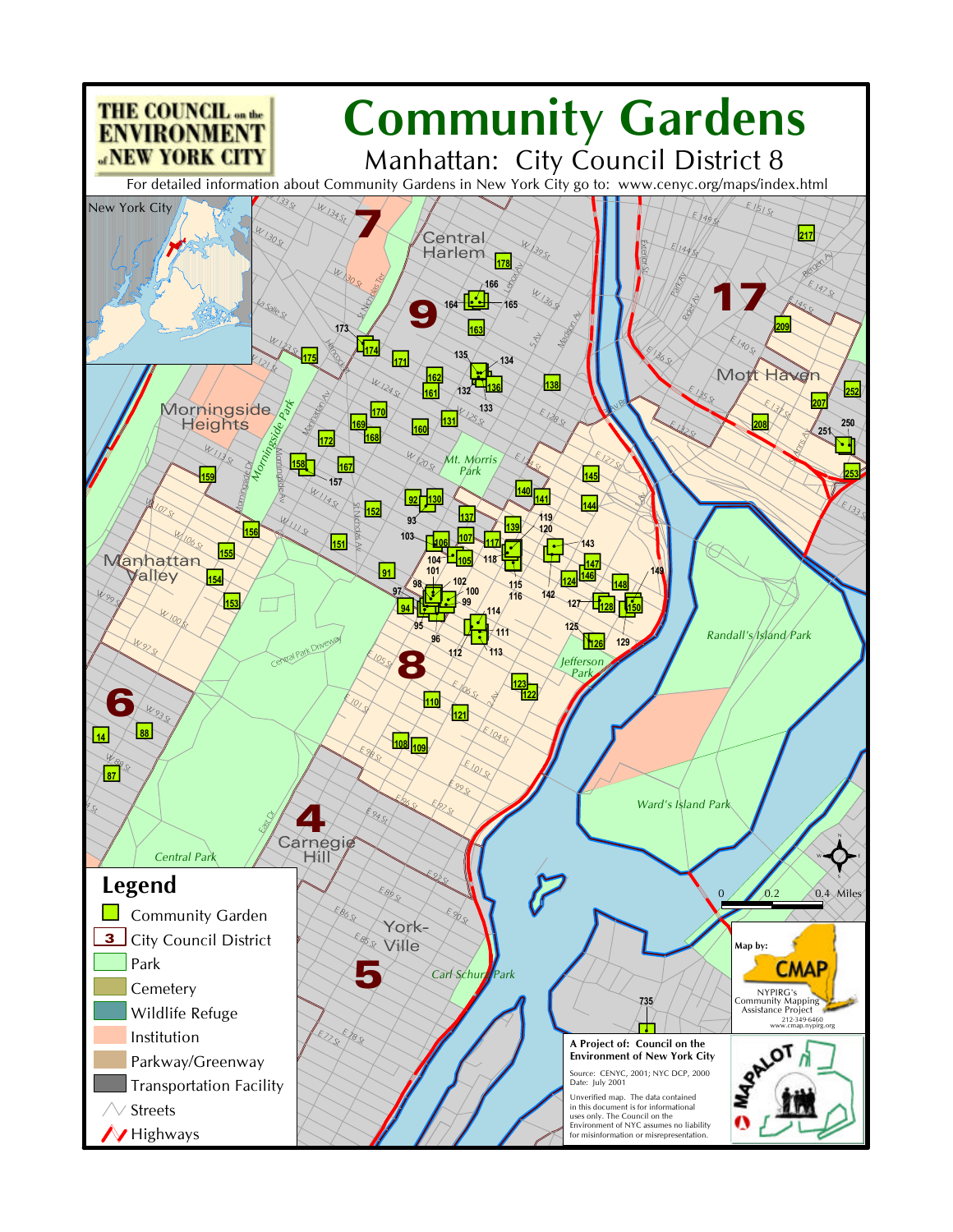# Community Gardens

## Manhattan: City Council District 8

THE COUNCIL on the ENVIRONMENT of NEW YORK CITY

For detailed information about Community Gardens in New York City go to: www.cenyc.org/maps/index.html

## Legend

- Community Garden
- City Council District
- Park
- Cemetery
- Wildlife Refuge
- Institution
- Parkway/Greenway
- Transportation Facility
- Streets
- Highways

0 0.2 0.4 Miles

Map by: CMAP
NYPIRG's Community Mapping Assistance Project
212-349-6460
www.cmap.nypirg.org

**A Project of: Council on the Environment of New York City**

Source: CENYC, 2001; NYC DCP, 2000
Date: July 2001

Unverified map. The data contained in this document is for informational uses only. The Council on the Environment of NYC assumes no liability for misinformation or misrepresentation.

MAPALOT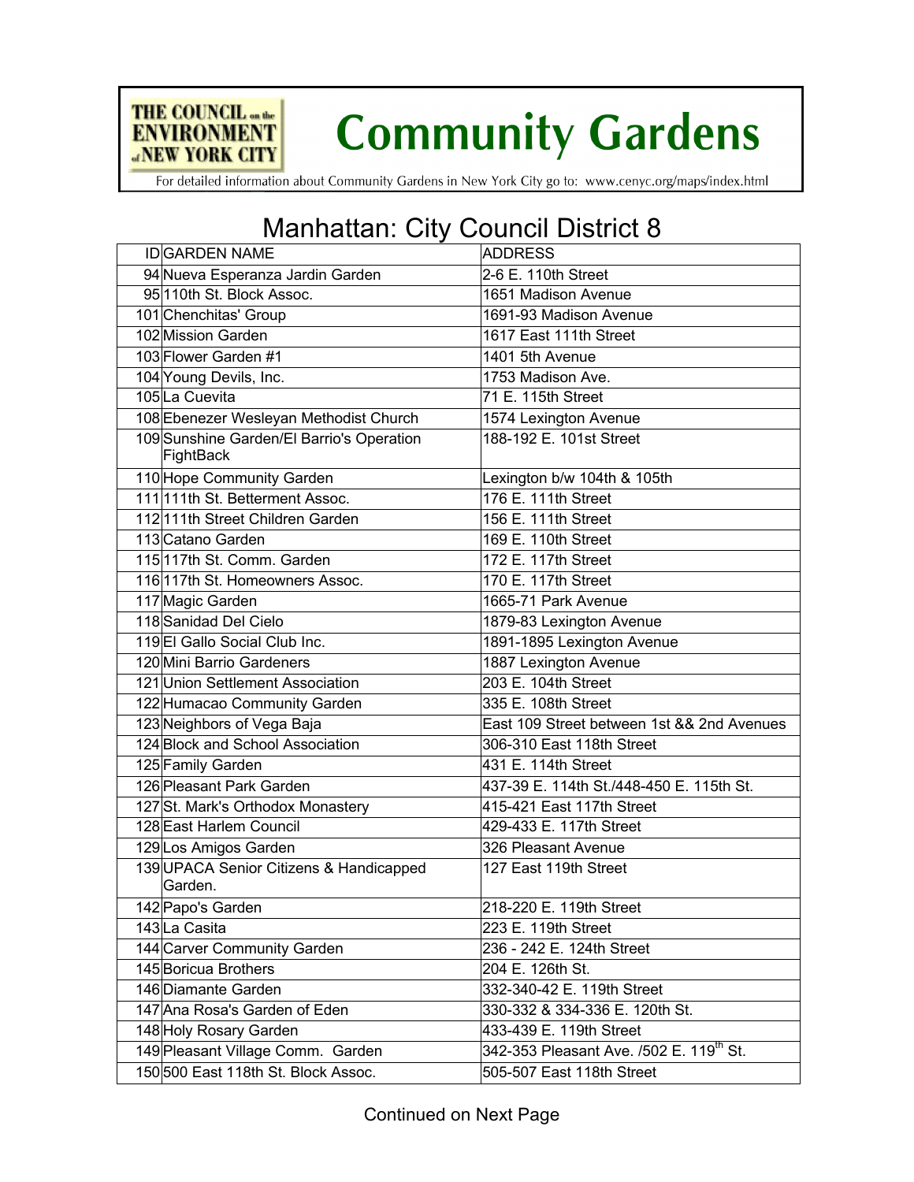# Community Gardens

For detailed information about Community Gardens in New York City go to: www.cenyc.org/maps/index.html

## Manhattan: City Council District 8

| ID | GARDEN NAME | ADDRESS |
|---|---|---|
| 94 | Nueva Esperanza Jardin Garden | 2-6 E. 110th Street |
| 95 | 110th St. Block Assoc. | 1651 Madison Avenue |
| 101 | Chenchitas' Group | 1691-93 Madison Avenue |
| 102 | Mission Garden | 1617 East 111th Street |
| 103 | Flower Garden #1 | 1401 5th Avenue |
| 104 | Young Devils, Inc. | 1753 Madison Ave. |
| 105 | La Cuevita | 71 E. 115th Street |
| 108 | Ebenezer Wesleyan Methodist Church | 1574 Lexington Avenue |
| 109 | Sunshine Garden/El Barrio's Operation FightBack | 188-192 E. 101st Street |
| 110 | Hope Community Garden | Lexington b/w 104th & 105th |
| 111 | 111th St. Betterment Assoc. | 176 E. 111th Street |
| 112 | 111th Street Children Garden | 156 E. 111th Street |
| 113 | Catano Garden | 169 E. 110th Street |
| 115 | 117th St. Comm. Garden | 172 E. 117th Street |
| 116 | 117th St. Homeowners Assoc. | 170 E. 117th Street |
| 117 | Magic Garden | 1665-71 Park Avenue |
| 118 | Sanidad Del Cielo | 1879-83 Lexington Avenue |
| 119 | El Gallo Social Club Inc. | 1891-1895 Lexington Avenue |
| 120 | Mini Barrio Gardeners | 1887 Lexington Avenue |
| 121 | Union Settlement Association | 203 E. 104th Street |
| 122 | Humacao Community Garden | 335 E. 108th Street |
| 123 | Neighbors of Vega Baja | East 109 Street between 1st && 2nd Avenues |
| 124 | Block and School Association | 306-310 East 118th Street |
| 125 | Family Garden | 431 E. 114th Street |
| 126 | Pleasant Park Garden | 437-39 E. 114th St./448-450 E. 115th St. |
| 127 | St. Mark's Orthodox Monastery | 415-421 East 117th Street |
| 128 | East Harlem Council | 429-433 E. 117th Street |
| 129 | Los Amigos Garden | 326 Pleasant Avenue |
| 139 | UPACA Senior Citizens & Handicapped Garden. | 127 East 119th Street |
| 142 | Papo's Garden | 218-220 E. 119th Street |
| 143 | La Casita | 223 E. 119th Street |
| 144 | Carver Community Garden | 236 - 242 E. 124th Street |
| 145 | Boricua Brothers | 204 E. 126th St. |
| 146 | Diamante Garden | 332-340-42 E. 119th Street |
| 147 | Ana Rosa's Garden of Eden | 330-332 & 334-336 E. 120th St. |
| 148 | Holy Rosary Garden | 433-439 E. 119th Street |
| 149 | Pleasant Village Comm. Garden | 342-353 Pleasant Ave. /502 E. 119th St. |
| 150 | 500 East 118th St. Block Assoc. | 505-507 East 118th Street |

Continued on Next Page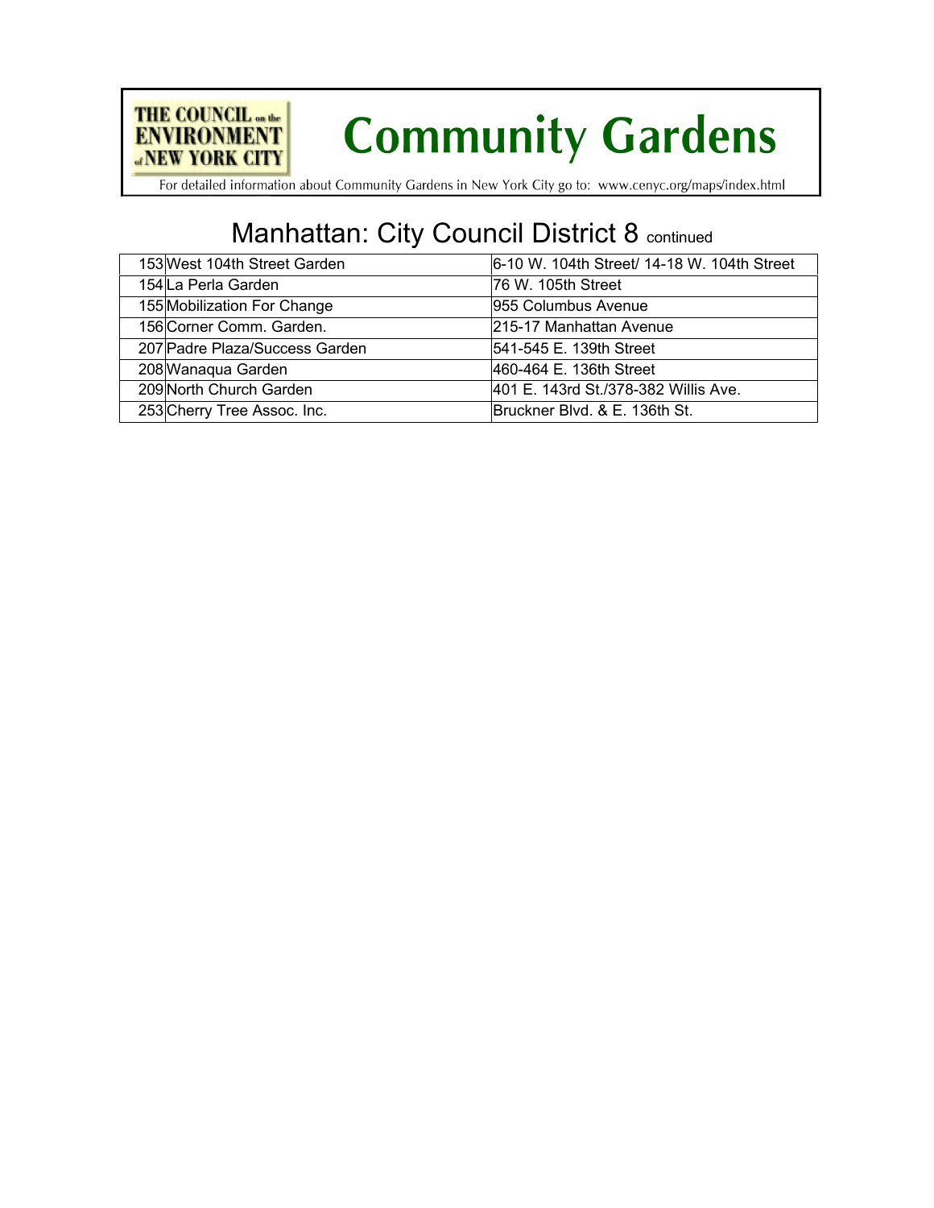THE COUNCIL on the ENVIRONMENT of NEW YORK CITY

# Community Gardens

For detailed information about Community Gardens in New York City go to: www.cenyc.org/maps/index.html

## Manhattan: City Council District 8 continued

| | | |
|---|---|---|
| 153 | West 104th Street Garden | 6-10 W. 104th Street/ 14-18 W. 104th Street |
| 154 | La Perla Garden | 76 W. 105th Street |
| 155 | Mobilization For Change | 955 Columbus Avenue |
| 156 | Corner Comm. Garden. | 215-17 Manhattan Avenue |
| 207 | Padre Plaza/Success Garden | 541-545 E. 139th Street |
| 208 | Wanaqua Garden | 460-464 E. 136th Street |
| 209 | North Church Garden | 401 E. 143rd St./378-382 Willis Ave. |
| 253 | Cherry Tree Assoc. Inc. | Bruckner Blvd. & E. 136th St. |